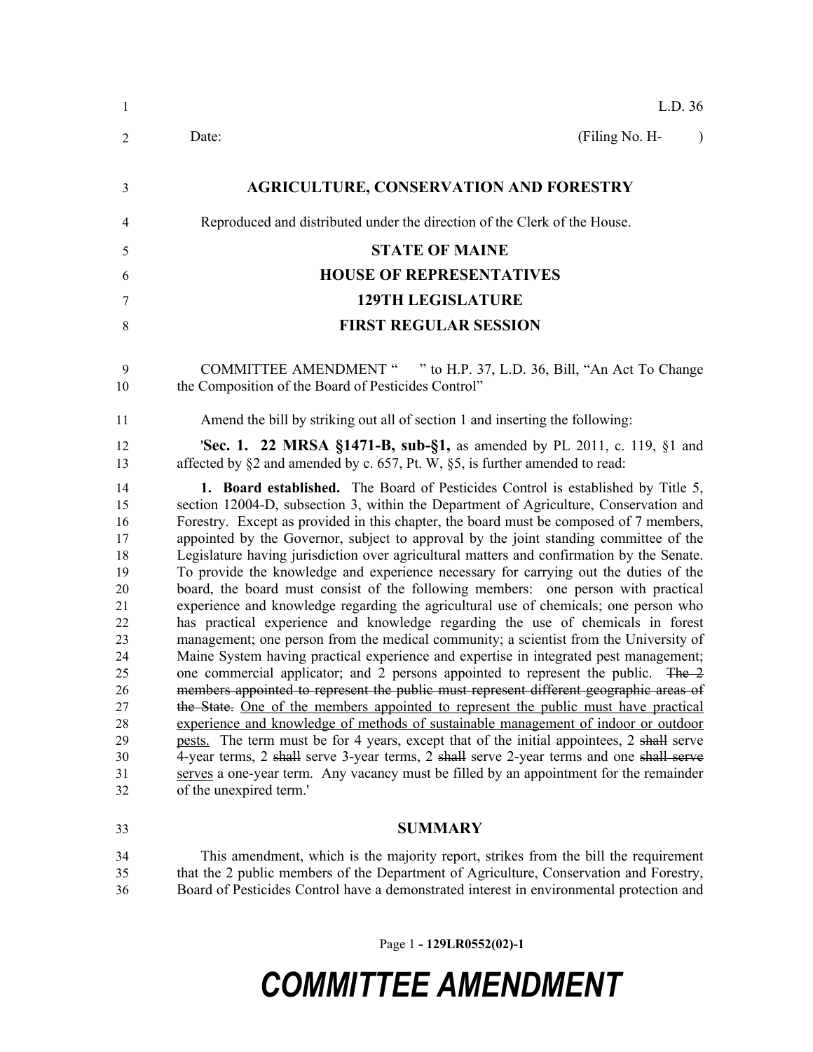L.D. 36

Date: (Filing No. H- )

## AGRICULTURE, CONSERVATION AND FORESTRY

Reproduced and distributed under the direction of the Clerk of the House.

## STATE OF MAINE
## HOUSE OF REPRESENTATIVES
## 129TH LEGISLATURE
## FIRST REGULAR SESSION

COMMITTEE AMENDMENT " " to H.P. 37, L.D. 36, Bill, "An Act To Change the Composition of the Board of Pesticides Control"

Amend the bill by striking out all of section 1 and inserting the following:

'**Sec. 1. 22 MRSA §1471-B, sub-§1,** as amended by PL 2011, c. 119, §1 and affected by §2 and amended by c. 657, Pt. W, §5, is further amended to read:

**1. Board established.** The Board of Pesticides Control is established by Title 5, section 12004-D, subsection 3, within the Department of Agriculture, Conservation and Forestry. Except as provided in this chapter, the board must be composed of 7 members, appointed by the Governor, subject to approval by the joint standing committee of the Legislature having jurisdiction over agricultural matters and confirmation by the Senate. To provide the knowledge and experience necessary for carrying out the duties of the board, the board must consist of the following members: one person with practical experience and knowledge regarding the agricultural use of chemicals; one person who has practical experience and knowledge regarding the use of chemicals in forest management; one person from the medical community; a scientist from the University of Maine System having practical experience and expertise in integrated pest management; one commercial applicator; and 2 persons appointed to represent the public. ~~The 2 members appointed to represent the public must represent different geographic areas of the State.~~ One of the members appointed to represent the public must have practical experience and knowledge of methods of sustainable management of indoor or outdoor pests. The term must be for 4 years, except that of the initial appointees, 2 ~~shall~~ serve 4-year terms, 2 ~~shall~~ serve 3-year terms, 2 ~~shall~~ serve 2-year terms and one ~~shall serve~~ serves a one-year term. Any vacancy must be filled by an appointment for the remainder of the unexpired term.'

## SUMMARY

This amendment, which is the majority report, strikes from the bill the requirement that the 2 public members of the Department of Agriculture, Conservation and Forestry, Board of Pesticides Control have a demonstrated interest in environmental protection and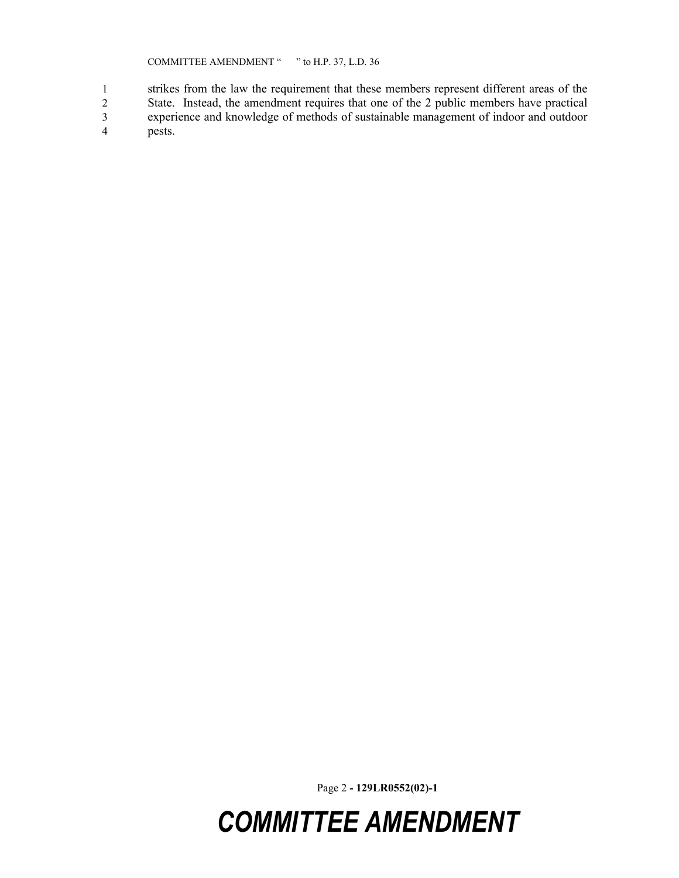strikes from the law the requirement that these members represent different areas of the State. Instead, the amendment requires that one of the 2 public members have practical experience and knowledge of methods of sustainable management of indoor and outdoor pests.